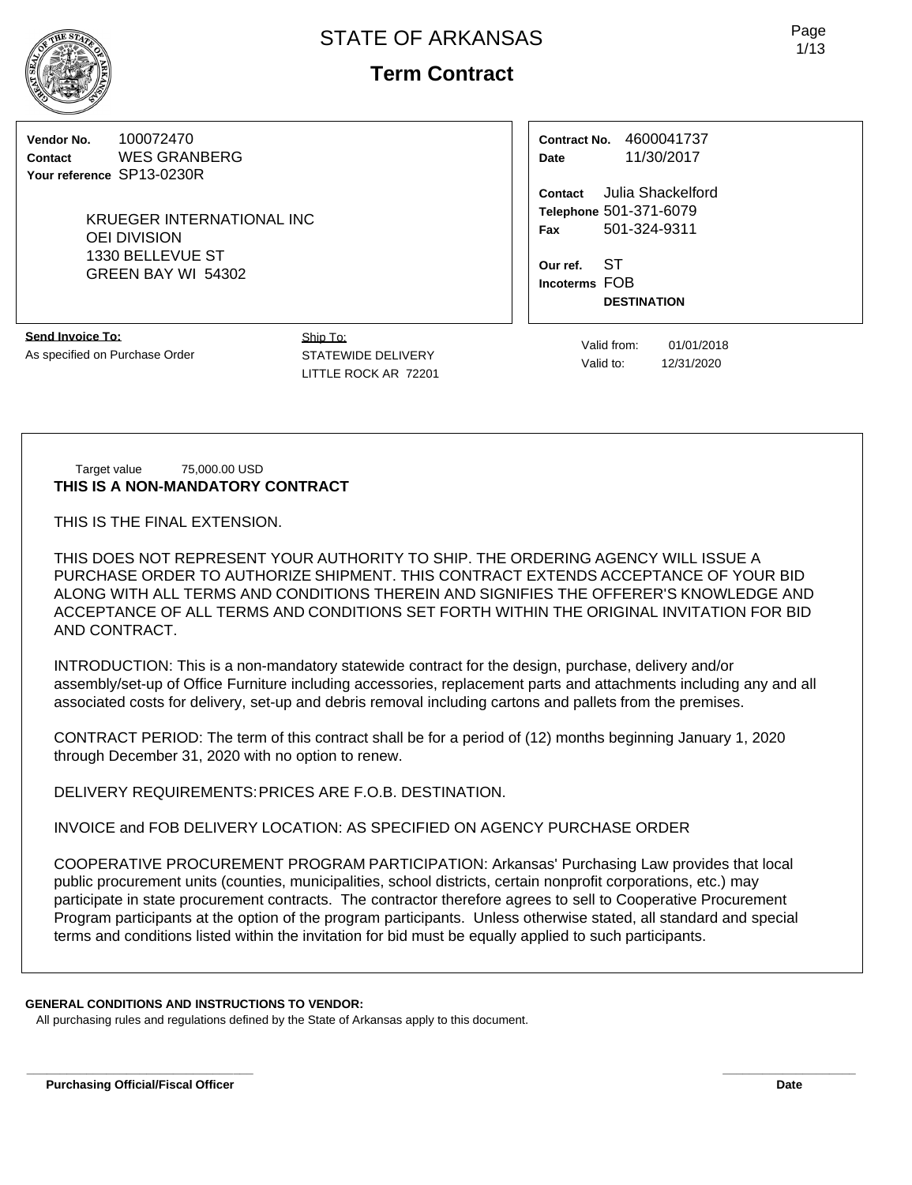# STATE OF ARKANSAS

## Term Contract

**Vendor No.** 100072470
**Contact** WES GRANBERG
**Your reference** SP13-0230R

KRUEGER INTERNATIONAL INC
OEI DIVISION
1330 BELLEVUE ST
GREEN BAY WI 54302

**Contract No.** 4600041737
**Date** 11/30/2017

**Contact** Julia Shackelford
**Telephone** 501-371-6079
**Fax** 501-324-9311

**Our ref.** ST
**Incoterms** FOB
**DESTINATION**

**Send Invoice To:**
As specified on Purchase Order

Ship To:
STATEWIDE DELIVERY
LITTLE ROCK AR 72201

Valid from: 01/01/2018
Valid to: 12/31/2020

Target value 75,000.00 USD
**THIS IS A NON-MANDATORY CONTRACT**

THIS IS THE FINAL EXTENSION.

THIS DOES NOT REPRESENT YOUR AUTHORITY TO SHIP. THE ORDERING AGENCY WILL ISSUE A PURCHASE ORDER TO AUTHORIZE SHIPMENT. THIS CONTRACT EXTENDS ACCEPTANCE OF YOUR BID ALONG WITH ALL TERMS AND CONDITIONS THEREIN AND SIGNIFIES THE OFFERER'S KNOWLEDGE AND ACCEPTANCE OF ALL TERMS AND CONDITIONS SET FORTH WITHIN THE ORIGINAL INVITATION FOR BID AND CONTRACT.

INTRODUCTION: This is a non-mandatory statewide contract for the design, purchase, delivery and/or assembly/set-up of Office Furniture including accessories, replacement parts and attachments including any and all associated costs for delivery, set-up and debris removal including cartons and pallets from the premises.

CONTRACT PERIOD: The term of this contract shall be for a period of (12) months beginning January 1, 2020 through December 31, 2020 with no option to renew.

DELIVERY REQUIREMENTS: PRICES ARE F.O.B. DESTINATION.

INVOICE and FOB DELIVERY LOCATION: AS SPECIFIED ON AGENCY PURCHASE ORDER

COOPERATIVE PROCUREMENT PROGRAM PARTICIPATION: Arkansas' Purchasing Law provides that local public procurement units (counties, municipalities, school districts, certain nonprofit corporations, etc.) may participate in state procurement contracts. The contractor therefore agrees to sell to Cooperative Procurement Program participants at the option of the program participants. Unless otherwise stated, all standard and special terms and conditions listed within the invitation for bid must be equally applied to such participants.

**GENERAL CONDITIONS AND INSTRUCTIONS TO VENDOR:**
All purchasing rules and regulations defined by the State of Arkansas apply to this document.

**Purchasing Official/Fiscal Officer** **Date**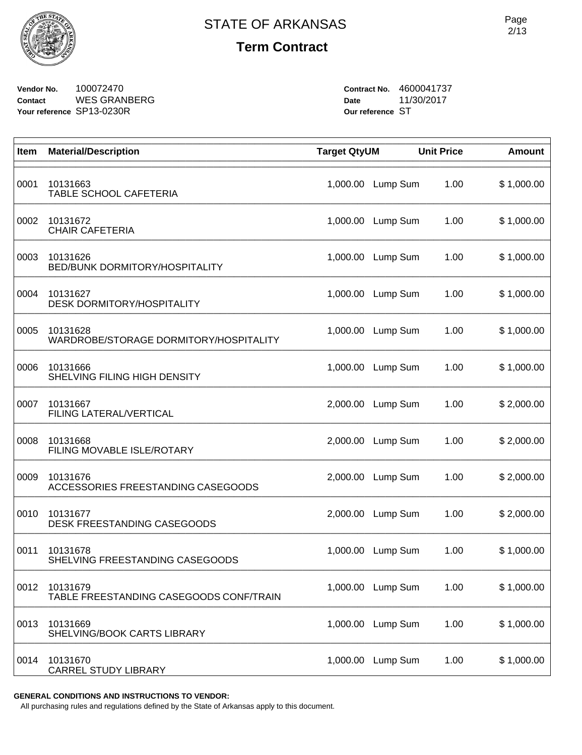# STATE OF ARKANSAS

## Term Contract

**Vendor No.** 100072470
**Contact** WES GRANBERG
**Your reference** SP13-0230R

**Contract No.** 4600041737
**Date** 11/30/2017
**Our reference** ST

| Item | Material/Description | Target Qty | UM | Unit Price | Amount |
|---|---|---|---|---|---|
| 0001 | 10131663 TABLE SCHOOL CAFETERIA | 1,000.00 | Lump Sum | 1.00 | $ 1,000.00 |
| 0002 | 10131672 CHAIR CAFETERIA | 1,000.00 | Lump Sum | 1.00 | $ 1,000.00 |
| 0003 | 10131626 BED/BUNK DORMITORY/HOSPITALITY | 1,000.00 | Lump Sum | 1.00 | $ 1,000.00 |
| 0004 | 10131627 DESK DORMITORY/HOSPITALITY | 1,000.00 | Lump Sum | 1.00 | $ 1,000.00 |
| 0005 | 10131628 WARDROBE/STORAGE DORMITORY/HOSPITALITY | 1,000.00 | Lump Sum | 1.00 | $ 1,000.00 |
| 0006 | 10131666 SHELVING FILING HIGH DENSITY | 1,000.00 | Lump Sum | 1.00 | $ 1,000.00 |
| 0007 | 10131667 FILING LATERAL/VERTICAL | 2,000.00 | Lump Sum | 1.00 | $ 2,000.00 |
| 0008 | 10131668 FILING MOVABLE ISLE/ROTARY | 2,000.00 | Lump Sum | 1.00 | $ 2,000.00 |
| 0009 | 10131676 ACCESSORIES FREESTANDING CASEGOODS | 2,000.00 | Lump Sum | 1.00 | $ 2,000.00 |
| 0010 | 10131677 DESK FREESTANDING CASEGOODS | 2,000.00 | Lump Sum | 1.00 | $ 2,000.00 |
| 0011 | 10131678 SHELVING FREESTANDING CASEGOODS | 1,000.00 | Lump Sum | 1.00 | $ 1,000.00 |
| 0012 | 10131679 TABLE FREESTANDING CASEGOODS CONF/TRAIN | 1,000.00 | Lump Sum | 1.00 | $ 1,000.00 |
| 0013 | 10131669 SHELVING/BOOK CARTS LIBRARY | 1,000.00 | Lump Sum | 1.00 | $ 1,000.00 |
| 0014 | 10131670 CARREL STUDY LIBRARY | 1,000.00 | Lump Sum | 1.00 | $ 1,000.00 |

**GENERAL CONDITIONS AND INSTRUCTIONS TO VENDOR:**

All purchasing rules and regulations defined by the State of Arkansas apply to this document.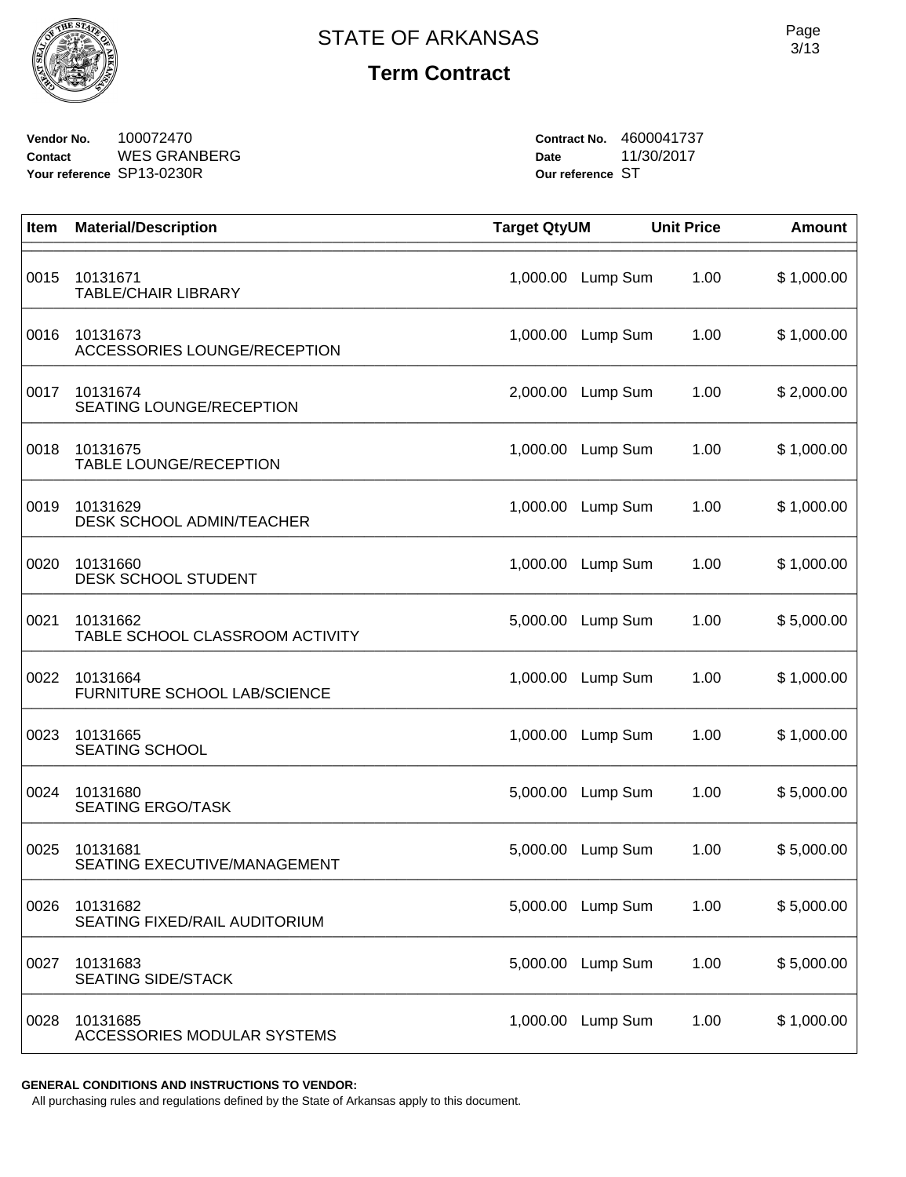# STATE OF ARKANSAS

## Term Contract

**Vendor No.** 100072470
**Contact** WES GRANBERG
**Your reference** SP13-0230R

**Contract No.** 4600041737
**Date** 11/30/2017
**Our reference** ST

| Item | Material/Description | Target Qty | UM | Unit Price | Amount |
|---|---|---|---|---|---|
| 0015 | 10131671<br>TABLE/CHAIR LIBRARY | 1,000.00 | Lump Sum | 1.00 | $ 1,000.00 |
| 0016 | 10131673<br>ACCESSORIES LOUNGE/RECEPTION | 1,000.00 | Lump Sum | 1.00 | $ 1,000.00 |
| 0017 | 10131674<br>SEATING LOUNGE/RECEPTION | 2,000.00 | Lump Sum | 1.00 | $ 2,000.00 |
| 0018 | 10131675<br>TABLE LOUNGE/RECEPTION | 1,000.00 | Lump Sum | 1.00 | $ 1,000.00 |
| 0019 | 10131629<br>DESK SCHOOL ADMIN/TEACHER | 1,000.00 | Lump Sum | 1.00 | $ 1,000.00 |
| 0020 | 10131660<br>DESK SCHOOL STUDENT | 1,000.00 | Lump Sum | 1.00 | $ 1,000.00 |
| 0021 | 10131662<br>TABLE SCHOOL CLASSROOM ACTIVITY | 5,000.00 | Lump Sum | 1.00 | $ 5,000.00 |
| 0022 | 10131664<br>FURNITURE SCHOOL LAB/SCIENCE | 1,000.00 | Lump Sum | 1.00 | $ 1,000.00 |
| 0023 | 10131665<br>SEATING SCHOOL | 1,000.00 | Lump Sum | 1.00 | $ 1,000.00 |
| 0024 | 10131680<br>SEATING ERGO/TASK | 5,000.00 | Lump Sum | 1.00 | $ 5,000.00 |
| 0025 | 10131681<br>SEATING EXECUTIVE/MANAGEMENT | 5,000.00 | Lump Sum | 1.00 | $ 5,000.00 |
| 0026 | 10131682<br>SEATING FIXED/RAIL AUDITORIUM | 5,000.00 | Lump Sum | 1.00 | $ 5,000.00 |
| 0027 | 10131683<br>SEATING SIDE/STACK | 5,000.00 | Lump Sum | 1.00 | $ 5,000.00 |
| 0028 | 10131685<br>ACCESSORIES MODULAR SYSTEMS | 1,000.00 | Lump Sum | 1.00 | $ 1,000.00 |

**GENERAL CONDITIONS AND INSTRUCTIONS TO VENDOR:**

All purchasing rules and regulations defined by the State of Arkansas apply to this document.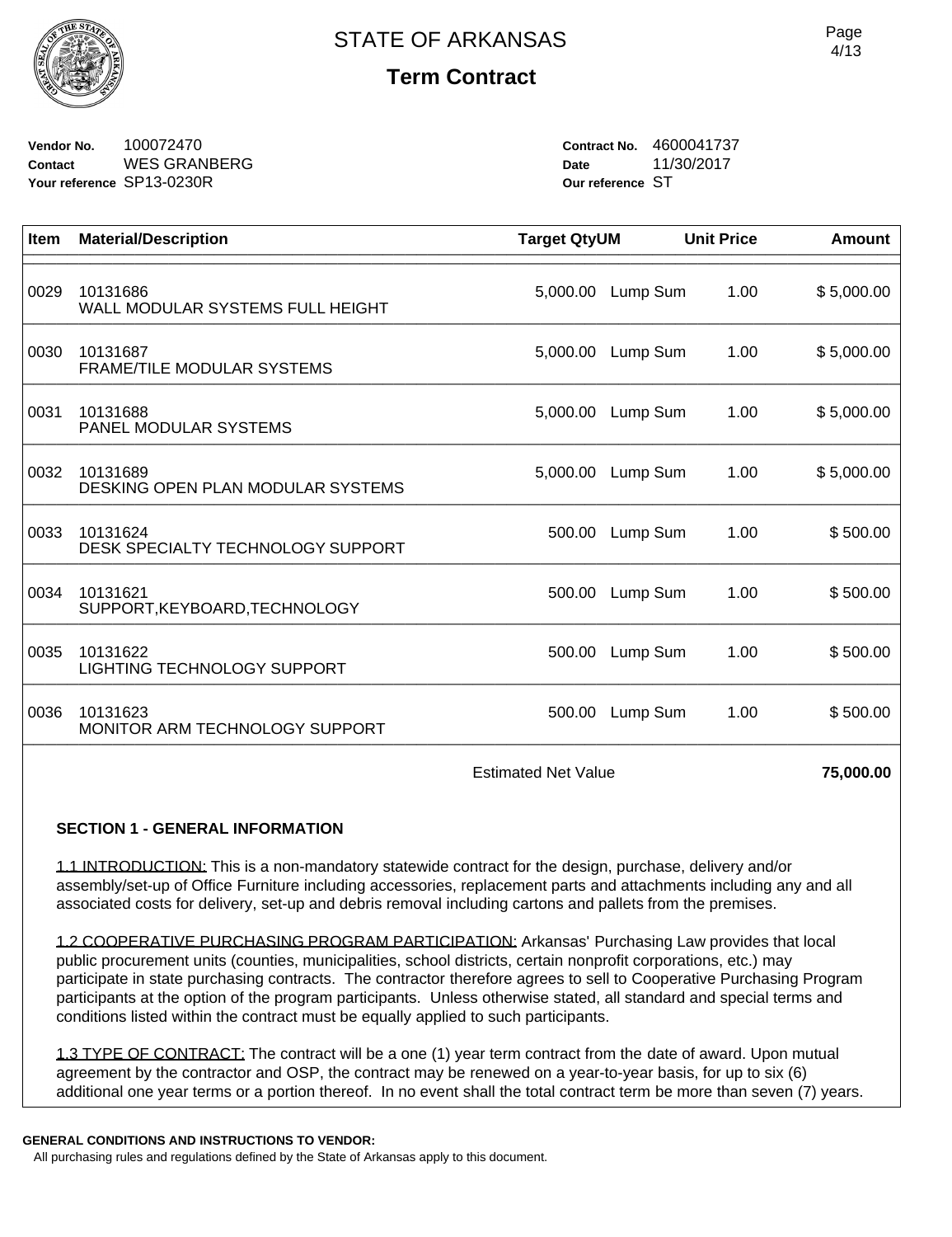# STATE OF ARKANSAS

## Term Contract

**Vendor No.** 100072470
**Contact** WES GRANBERG
**Your reference** SP13-0230R

**Contract No.** 4600041737
**Date** 11/30/2017
**Our reference** ST

| Item | Material/Description | Target Qty | UM | Unit Price | Amount |
|---|---|---|---|---|---|
| 0029 | 10131686<br>WALL MODULAR SYSTEMS FULL HEIGHT | 5,000.00 | Lump Sum | 1.00 | $ 5,000.00 |
| 0030 | 10131687<br>FRAME/TILE MODULAR SYSTEMS | 5,000.00 | Lump Sum | 1.00 | $ 5,000.00 |
| 0031 | 10131688<br>PANEL MODULAR SYSTEMS | 5,000.00 | Lump Sum | 1.00 | $ 5,000.00 |
| 0032 | 10131689<br>DESKING OPEN PLAN MODULAR SYSTEMS | 5,000.00 | Lump Sum | 1.00 | $ 5,000.00 |
| 0033 | 10131624<br>DESK SPECIALTY TECHNOLOGY SUPPORT | 500.00 | Lump Sum | 1.00 | $ 500.00 |
| 0034 | 10131621<br>SUPPORT,KEYBOARD,TECHNOLOGY | 500.00 | Lump Sum | 1.00 | $ 500.00 |
| 0035 | 10131622<br>LIGHTING TECHNOLOGY SUPPORT | 500.00 | Lump Sum | 1.00 | $ 500.00 |
| 0036 | 10131623<br>MONITOR ARM TECHNOLOGY SUPPORT | 500.00 | Lump Sum | 1.00 | $ 500.00 |
| | | | Estimated Net Value | | **75,000.00** |

**SECTION 1 - GENERAL INFORMATION**

1.1 INTRODUCTION: This is a non-mandatory statewide contract for the design, purchase, delivery and/or assembly/set-up of Office Furniture including accessories, replacement parts and attachments including any and all associated costs for delivery, set-up and debris removal including cartons and pallets from the premises.

1.2 COOPERATIVE PURCHASING PROGRAM PARTICIPATION: Arkansas' Purchasing Law provides that local public procurement units (counties, municipalities, school districts, certain nonprofit corporations, etc.) may participate in state purchasing contracts. The contractor therefore agrees to sell to Cooperative Purchasing Program participants at the option of the program participants. Unless otherwise stated, all standard and special terms and conditions listed within the contract must be equally applied to such participants.

1.3 TYPE OF CONTRACT: The contract will be a one (1) year term contract from the date of award. Upon mutual agreement by the contractor and OSP, the contract may be renewed on a year-to-year basis, for up to six (6) additional one year terms or a portion thereof. In no event shall the total contract term be more than seven (7) years.

**GENERAL CONDITIONS AND INSTRUCTIONS TO VENDOR:**
All purchasing rules and regulations defined by the State of Arkansas apply to this document.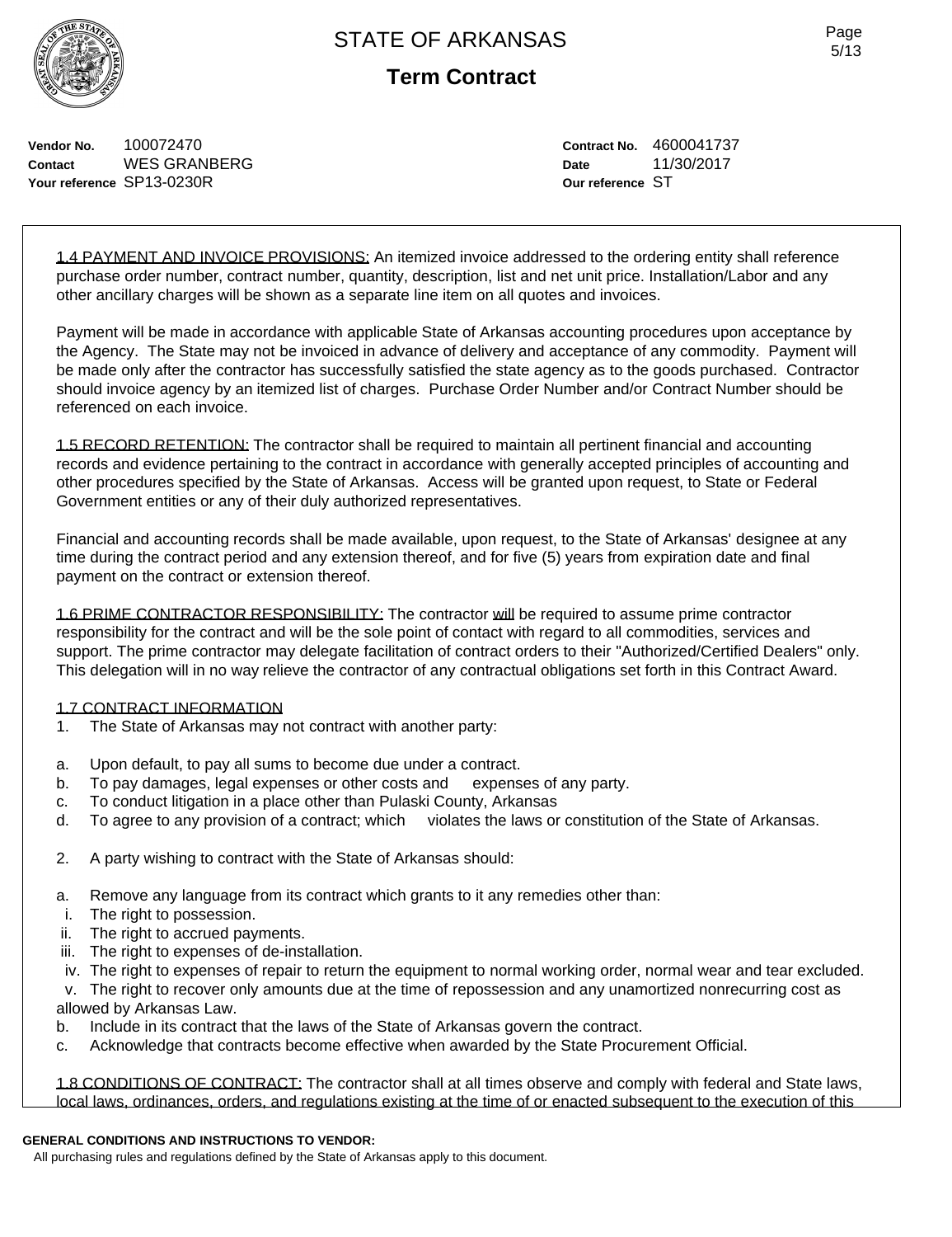**Vendor No.** 100072470
**Contact** WES GRANBERG
**Your reference** SP13-0230R

**Contract No.** 4600041737
**Date** 11/30/2017
**Our reference** ST

1.4 PAYMENT AND INVOICE PROVISIONS: An itemized invoice addressed to the ordering entity shall reference purchase order number, contract number, quantity, description, list and net unit price. Installation/Labor and any other ancillary charges will be shown as a separate line item on all quotes and invoices.

Payment will be made in accordance with applicable State of Arkansas accounting procedures upon acceptance by the Agency. The State may not be invoiced in advance of delivery and acceptance of any commodity. Payment will be made only after the contractor has successfully satisfied the state agency as to the goods purchased. Contractor should invoice agency by an itemized list of charges. Purchase Order Number and/or Contract Number should be referenced on each invoice.

1.5 RECORD RETENTION: The contractor shall be required to maintain all pertinent financial and accounting records and evidence pertaining to the contract in accordance with generally accepted principles of accounting and other procedures specified by the State of Arkansas. Access will be granted upon request, to State or Federal Government entities or any of their duly authorized representatives.

Financial and accounting records shall be made available, upon request, to the State of Arkansas' designee at any time during the contract period and any extension thereof, and for five (5) years from expiration date and final payment on the contract or extension thereof.

1.6 PRIME CONTRACTOR RESPONSIBILITY: The contractor will be required to assume prime contractor responsibility for the contract and will be the sole point of contact with regard to all commodities, services and support. The prime contractor may delegate facilitation of contract orders to their "Authorized/Certified Dealers" only. This delegation will in no way relieve the contractor of any contractual obligations set forth in this Contract Award.

1.7 CONTRACT INFORMATION

1. The State of Arkansas may not contract with another party:

a. Upon default, to pay all sums to become due under a contract.
b. To pay damages, legal expenses or other costs and expenses of any party.
c. To conduct litigation in a place other than Pulaski County, Arkansas
d. To agree to any provision of a contract; which violates the laws or constitution of the State of Arkansas.

2. A party wishing to contract with the State of Arkansas should:

a. Remove any language from its contract which grants to it any remedies other than:
   i. The right to possession.
   ii. The right to accrued payments.
   iii. The right to expenses of de-installation.
   iv. The right to expenses of repair to return the equipment to normal working order, normal wear and tear excluded.
   v. The right to recover only amounts due at the time of repossession and any unamortized nonrecurring cost as allowed by Arkansas Law.
b. Include in its contract that the laws of the State of Arkansas govern the contract.
c. Acknowledge that contracts become effective when awarded by the State Procurement Official.

1.8 CONDITIONS OF CONTRACT: The contractor shall at all times observe and comply with federal and State laws, local laws, ordinances, orders, and regulations existing at the time of or enacted subsequent to the execution of this

**GENERAL CONDITIONS AND INSTRUCTIONS TO VENDOR:**
All purchasing rules and regulations defined by the State of Arkansas apply to this document.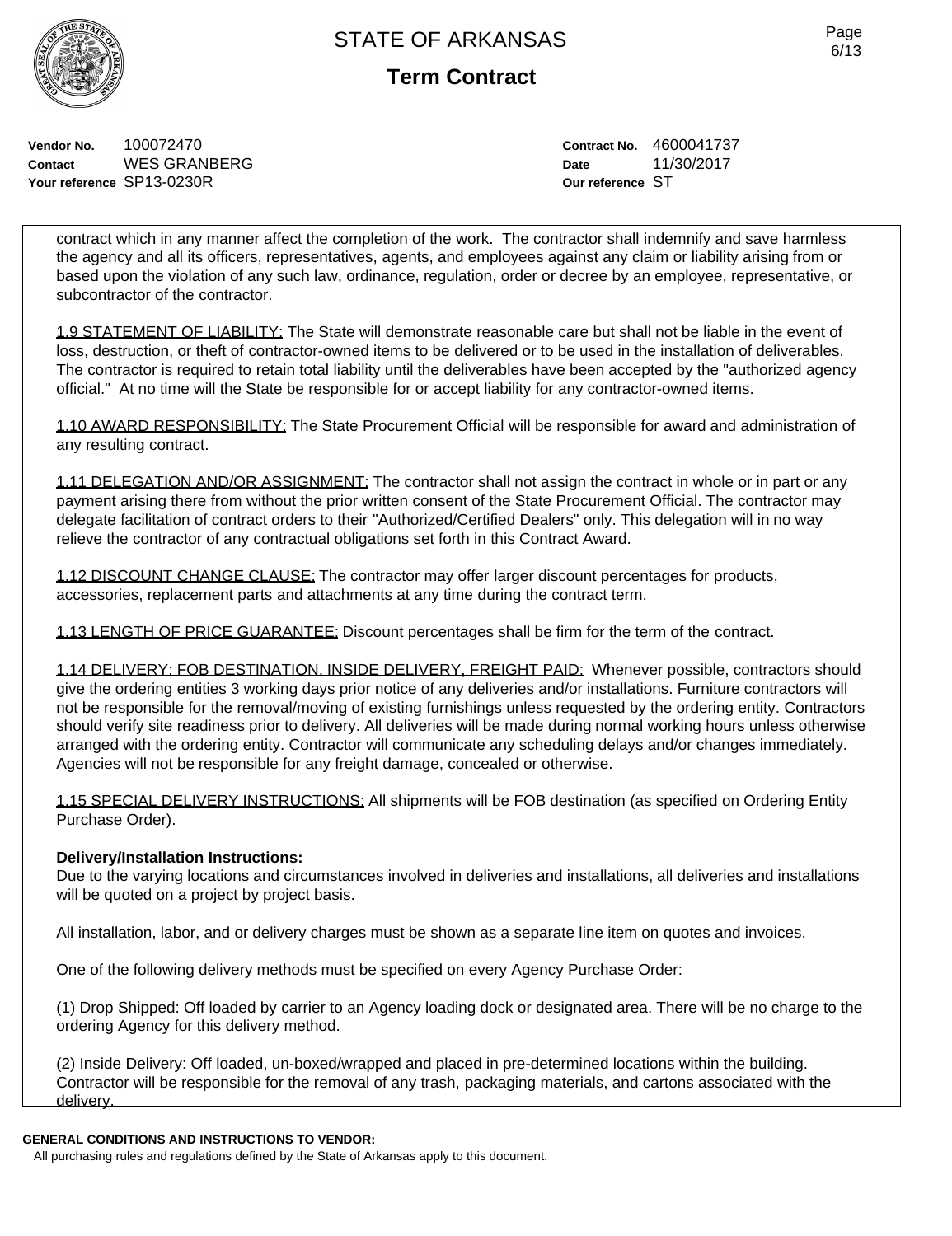# STATE OF ARKANSAS

## Term Contract

**Vendor No.** 100072470
**Contact** WES GRANBERG
**Your reference** SP13-0230R

**Contract No.** 4600041737
**Date** 11/30/2017
**Our reference** ST

contract which in any manner affect the completion of the work. The contractor shall indemnify and save harmless the agency and all its officers, representatives, agents, and employees against any claim or liability arising from or based upon the violation of any such law, ordinance, regulation, order or decree by an employee, representative, or subcontractor of the contractor.

1.9 STATEMENT OF LIABILITY: The State will demonstrate reasonable care but shall not be liable in the event of loss, destruction, or theft of contractor-owned items to be delivered or to be used in the installation of deliverables. The contractor is required to retain total liability until the deliverables have been accepted by the "authorized agency official." At no time will the State be responsible for or accept liability for any contractor-owned items.

1.10 AWARD RESPONSIBILITY: The State Procurement Official will be responsible for award and administration of any resulting contract.

1.11 DELEGATION AND/OR ASSIGNMENT: The contractor shall not assign the contract in whole or in part or any payment arising there from without the prior written consent of the State Procurement Official. The contractor may delegate facilitation of contract orders to their "Authorized/Certified Dealers" only. This delegation will in no way relieve the contractor of any contractual obligations set forth in this Contract Award.

1.12 DISCOUNT CHANGE CLAUSE: The contractor may offer larger discount percentages for products, accessories, replacement parts and attachments at any time during the contract term.

1.13 LENGTH OF PRICE GUARANTEE: Discount percentages shall be firm for the term of the contract.

1.14 DELIVERY: FOB DESTINATION, INSIDE DELIVERY, FREIGHT PAID: Whenever possible, contractors should give the ordering entities 3 working days prior notice of any deliveries and/or installations. Furniture contractors will not be responsible for the removal/moving of existing furnishings unless requested by the ordering entity. Contractors should verify site readiness prior to delivery. All deliveries will be made during normal working hours unless otherwise arranged with the ordering entity. Contractor will communicate any scheduling delays and/or changes immediately. Agencies will not be responsible for any freight damage, concealed or otherwise.

1.15 SPECIAL DELIVERY INSTRUCTIONS: All shipments will be FOB destination (as specified on Ordering Entity Purchase Order).

**Delivery/Installation Instructions:**
Due to the varying locations and circumstances involved in deliveries and installations, all deliveries and installations will be quoted on a project by project basis.

All installation, labor, and or delivery charges must be shown as a separate line item on quotes and invoices.

One of the following delivery methods must be specified on every Agency Purchase Order:

(1) Drop Shipped: Off loaded by carrier to an Agency loading dock or designated area. There will be no charge to the ordering Agency for this delivery method.

(2) Inside Delivery: Off loaded, un-boxed/wrapped and placed in pre-determined locations within the building. Contractor will be responsible for the removal of any trash, packaging materials, and cartons associated with the delivery.

**GENERAL CONDITIONS AND INSTRUCTIONS TO VENDOR:**
All purchasing rules and regulations defined by the State of Arkansas apply to this document.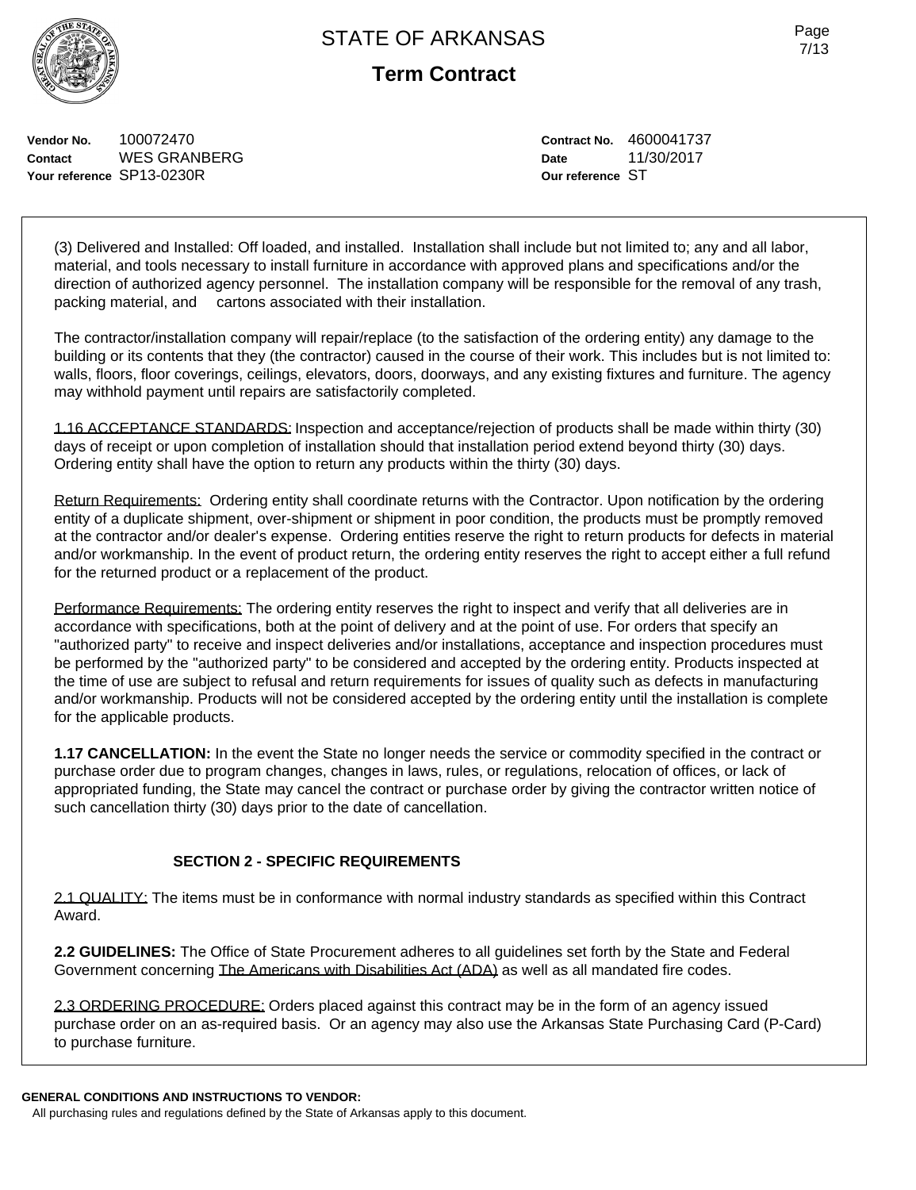# STATE OF ARKANSAS

**Term Contract**

| | | | |
|---|---|---|---|
| **Vendor No.** | 100072470 | **Contract No.** | 4600041737 |
| **Contact** | WES GRANBERG | **Date** | 11/30/2017 |
| **Your reference** | SP13-0230R | **Our reference** | ST |

(3) Delivered and Installed: Off loaded, and installed. Installation shall include but not limited to; any and all labor, material, and tools necessary to install furniture in accordance with approved plans and specifications and/or the direction of authorized agency personnel. The installation company will be responsible for the removal of any trash, packing material, and cartons associated with their installation.

The contractor/installation company will repair/replace (to the satisfaction of the ordering entity) any damage to the building or its contents that they (the contractor) caused in the course of their work. This includes but is not limited to: walls, floors, floor coverings, ceilings, elevators, doors, doorways, and any existing fixtures and furniture. The agency may withhold payment until repairs are satisfactorily completed.

1.16 ACCEPTANCE STANDARDS: Inspection and acceptance/rejection of products shall be made within thirty (30) days of receipt or upon completion of installation should that installation period extend beyond thirty (30) days. Ordering entity shall have the option to return any products within the thirty (30) days.

Return Requirements: Ordering entity shall coordinate returns with the Contractor. Upon notification by the ordering entity of a duplicate shipment, over-shipment or shipment in poor condition, the products must be promptly removed at the contractor and/or dealer's expense. Ordering entities reserve the right to return products for defects in material and/or workmanship. In the event of product return, the ordering entity reserves the right to accept either a full refund for the returned product or a replacement of the product.

Performance Requirements: The ordering entity reserves the right to inspect and verify that all deliveries are in accordance with specifications, both at the point of delivery and at the point of use. For orders that specify an "authorized party" to receive and inspect deliveries and/or installations, acceptance and inspection procedures must be performed by the "authorized party" to be considered and accepted by the ordering entity. Products inspected at the time of use are subject to refusal and return requirements for issues of quality such as defects in manufacturing and/or workmanship. Products will not be considered accepted by the ordering entity until the installation is complete for the applicable products.

**1.17 CANCELLATION:** In the event the State no longer needs the service or commodity specified in the contract or purchase order due to program changes, changes in laws, rules, or regulations, relocation of offices, or lack of appropriated funding, the State may cancel the contract or purchase order by giving the contractor written notice of such cancellation thirty (30) days prior to the date of cancellation.

## SECTION 2 - SPECIFIC REQUIREMENTS

2.1 QUALITY: The items must be in conformance with normal industry standards as specified within this Contract Award.

**2.2 GUIDELINES:** The Office of State Procurement adheres to all guidelines set forth by the State and Federal Government concerning The Americans with Disabilities Act (ADA) as well as all mandated fire codes.

2.3 ORDERING PROCEDURE: Orders placed against this contract may be in the form of an agency issued purchase order on an as-required basis. Or an agency may also use the Arkansas State Purchasing Card (P-Card) to purchase furniture.

**GENERAL CONDITIONS AND INSTRUCTIONS TO VENDOR:**

All purchasing rules and regulations defined by the State of Arkansas apply to this document.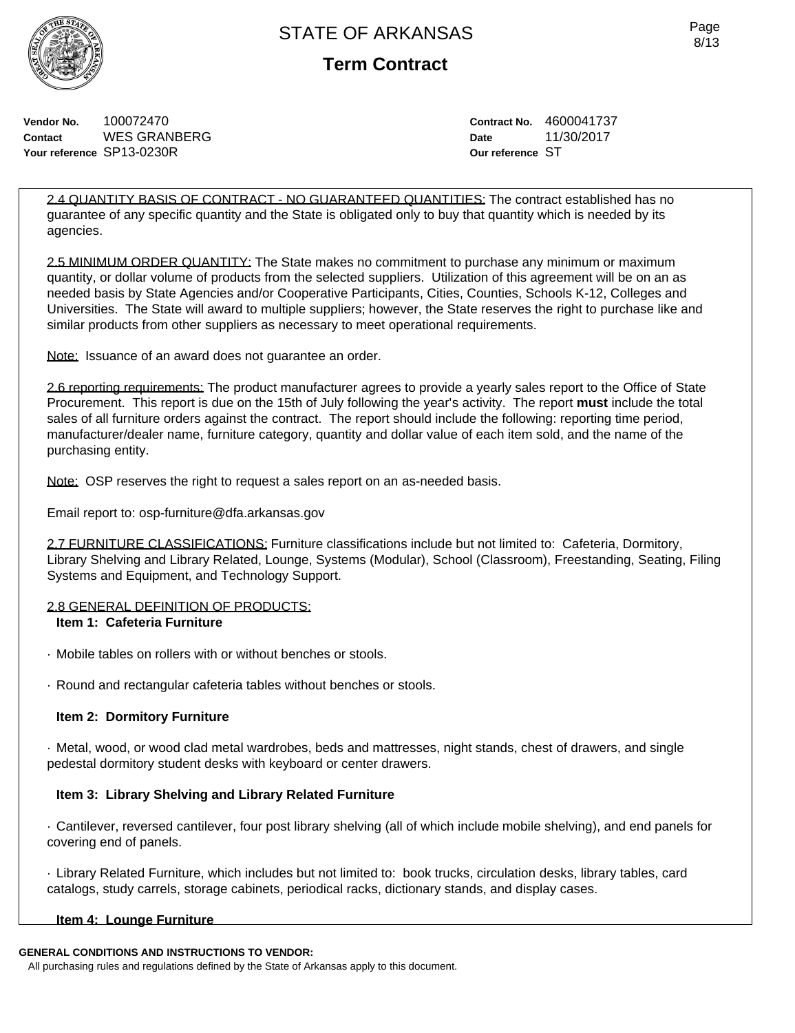STATE OF ARKANSAS

**Term Contract**

**Vendor No.** 100072470
**Contact** WES GRANBERG
**Your reference** SP13-0230R

**Contract No.** 4600041737
**Date** 11/30/2017
**Our reference** ST

2.4 QUANTITY BASIS OF CONTRACT - NO GUARANTEED QUANTITIES: The contract established has no guarantee of any specific quantity and the State is obligated only to buy that quantity which is needed by its agencies.

2.5 MINIMUM ORDER QUANTITY: The State makes no commitment to purchase any minimum or maximum quantity, or dollar volume of products from the selected suppliers. Utilization of this agreement will be on an as needed basis by State Agencies and/or Cooperative Participants, Cities, Counties, Schools K-12, Colleges and Universities. The State will award to multiple suppliers; however, the State reserves the right to purchase like and similar products from other suppliers as necessary to meet operational requirements.

Note: Issuance of an award does not guarantee an order.

2.6 reporting requirements: The product manufacturer agrees to provide a yearly sales report to the Office of State Procurement. This report is due on the 15th of July following the year's activity. The report **must** include the total sales of all furniture orders against the contract. The report should include the following: reporting time period, manufacturer/dealer name, furniture category, quantity and dollar value of each item sold, and the name of the purchasing entity.

Note: OSP reserves the right to request a sales report on an as-needed basis.

Email report to: osp-furniture@dfa.arkansas.gov

2.7 FURNITURE CLASSIFICATIONS: Furniture classifications include but not limited to: Cafeteria, Dormitory, Library Shelving and Library Related, Lounge, Systems (Modular), School (Classroom), Freestanding, Seating, Filing Systems and Equipment, and Technology Support.

2.8 GENERAL DEFINITION OF PRODUCTS:

**Item 1: Cafeteria Furniture**

· Mobile tables on rollers with or without benches or stools.

· Round and rectangular cafeteria tables without benches or stools.

**Item 2: Dormitory Furniture**

· Metal, wood, or wood clad metal wardrobes, beds and mattresses, night stands, chest of drawers, and single pedestal dormitory student desks with keyboard or center drawers.

**Item 3: Library Shelving and Library Related Furniture**

· Cantilever, reversed cantilever, four post library shelving (all of which include mobile shelving), and end panels for covering end of panels.

· Library Related Furniture, which includes but not limited to: book trucks, circulation desks, library tables, card catalogs, study carrels, storage cabinets, periodical racks, dictionary stands, and display cases.

**Item 4: Lounge Furniture**

**GENERAL CONDITIONS AND INSTRUCTIONS TO VENDOR:**
All purchasing rules and regulations defined by the State of Arkansas apply to this document.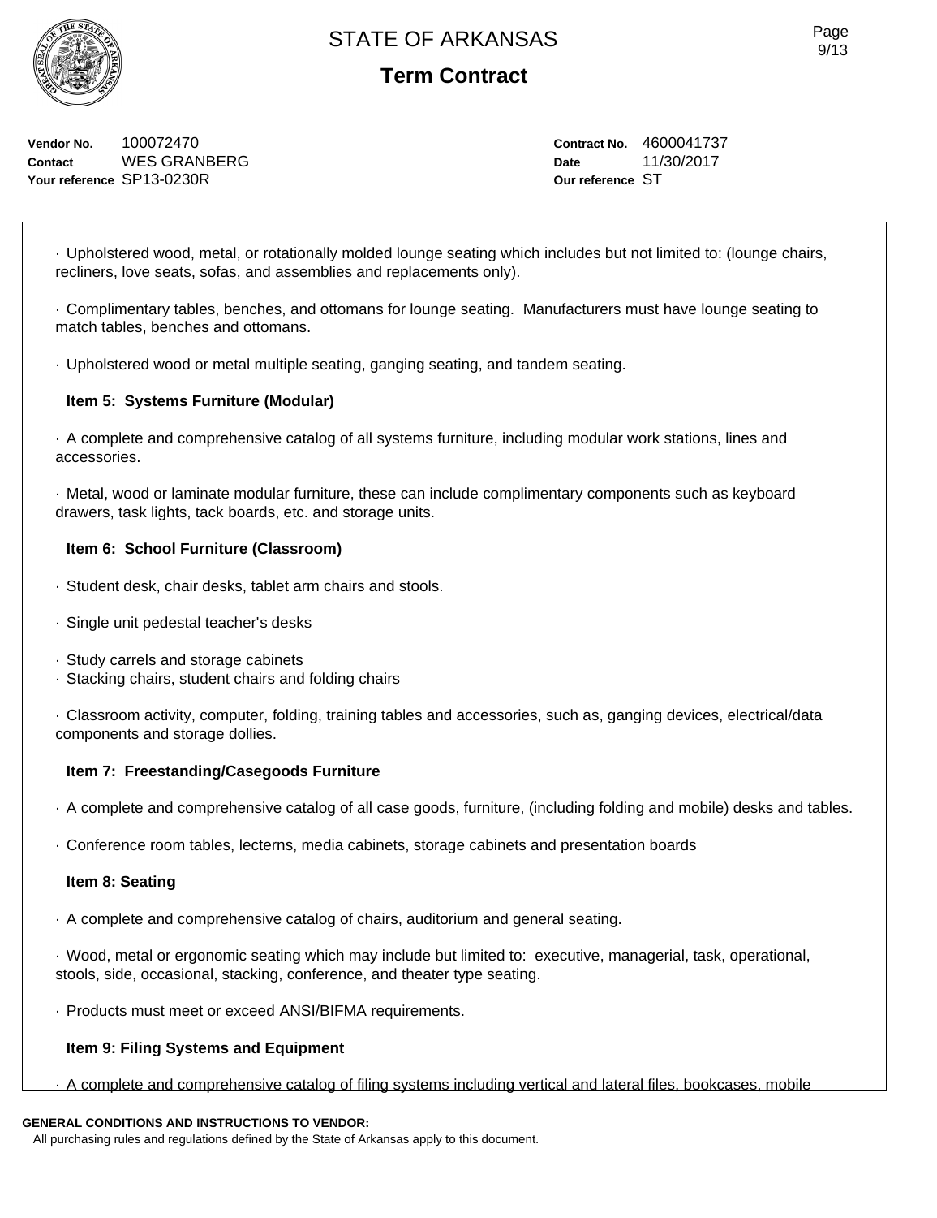STATE OF ARKANSAS

**Term Contract**

**Vendor No.** 100072470
**Contact** WES GRANBERG
**Your reference** SP13-0230R

**Contract No.** 4600041737
**Date** 11/30/2017
**Our reference** ST

· Upholstered wood, metal, or rotationally molded lounge seating which includes but not limited to: (lounge chairs, recliners, love seats, sofas, and assemblies and replacements only).

· Complimentary tables, benches, and ottomans for lounge seating. Manufacturers must have lounge seating to match tables, benches and ottomans.

· Upholstered wood or metal multiple seating, ganging seating, and tandem seating.

**Item 5: Systems Furniture (Modular)**

· A complete and comprehensive catalog of all systems furniture, including modular work stations, lines and accessories.

· Metal, wood or laminate modular furniture, these can include complimentary components such as keyboard drawers, task lights, tack boards, etc. and storage units.

**Item 6: School Furniture (Classroom)**

· Student desk, chair desks, tablet arm chairs and stools.

· Single unit pedestal teacher's desks

· Study carrels and storage cabinets
· Stacking chairs, student chairs and folding chairs

· Classroom activity, computer, folding, training tables and accessories, such as, ganging devices, electrical/data components and storage dollies.

**Item 7: Freestanding/Casegoods Furniture**

· A complete and comprehensive catalog of all case goods, furniture, (including folding and mobile) desks and tables.

· Conference room tables, lecterns, media cabinets, storage cabinets and presentation boards

**Item 8: Seating**

· A complete and comprehensive catalog of chairs, auditorium and general seating.

· Wood, metal or ergonomic seating which may include but limited to: executive, managerial, task, operational, stools, side, occasional, stacking, conference, and theater type seating.

· Products must meet or exceed ANSI/BIFMA requirements.

**Item 9: Filing Systems and Equipment**

· A complete and comprehensive catalog of filing systems including vertical and lateral files, bookcases, mobile

**GENERAL CONDITIONS AND INSTRUCTIONS TO VENDOR:**
All purchasing rules and regulations defined by the State of Arkansas apply to this document.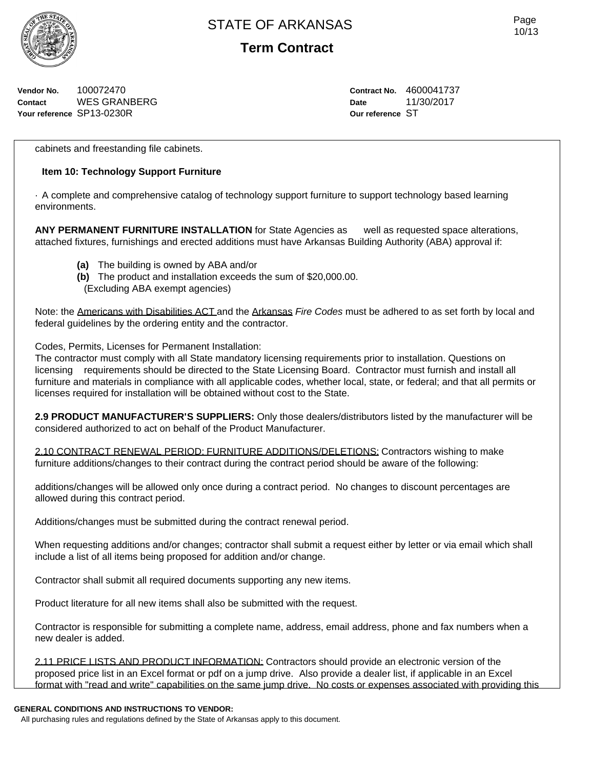**Vendor No.** 100072470
**Contact** WES GRANBERG
**Your reference** SP13-0230R

**Contract No.** 4600041737
**Date** 11/30/2017
**Our reference** ST

cabinets and freestanding file cabinets.

**Item 10: Technology Support Furniture**

· A complete and comprehensive catalog of technology support furniture to support technology based learning environments.

**ANY PERMANENT FURNITURE INSTALLATION** for State Agencies as well as requested space alterations, attached fixtures, furnishings and erected additions must have Arkansas Building Authority (ABA) approval if:

- **(a)** The building is owned by ABA and/or
- **(b)** The product and installation exceeds the sum of $20,000.00.
  (Excluding ABA exempt agencies)

Note: the Americans with Disabilities ACT and the Arkansas *Fire Codes* must be adhered to as set forth by local and federal guidelines by the ordering entity and the contractor.

Codes, Permits, Licenses for Permanent Installation:
The contractor must comply with all State mandatory licensing requirements prior to installation. Questions on licensing requirements should be directed to the State Licensing Board. Contractor must furnish and install all furniture and materials in compliance with all applicable codes, whether local, state, or federal; and that all permits or licenses required for installation will be obtained without cost to the State.

**2.9 PRODUCT MANUFACTURER'S SUPPLIERS:** Only those dealers/distributors listed by the manufacturer will be considered authorized to act on behalf of the Product Manufacturer.

2.10 CONTRACT RENEWAL PERIOD: FURNITURE ADDITIONS/DELETIONS: Contractors wishing to make furniture additions/changes to their contract during the contract period should be aware of the following:

additions/changes will be allowed only once during a contract period. No changes to discount percentages are allowed during this contract period.

Additions/changes must be submitted during the contract renewal period.

When requesting additions and/or changes; contractor shall submit a request either by letter or via email which shall include a list of all items being proposed for addition and/or change.

Contractor shall submit all required documents supporting any new items.

Product literature for all new items shall also be submitted with the request.

Contractor is responsible for submitting a complete name, address, email address, phone and fax numbers when a new dealer is added.

2.11 PRICE LISTS AND PRODUCT INFORMATION: Contractors should provide an electronic version of the proposed price list in an Excel format or pdf on a jump drive. Also provide a dealer list, if applicable in an Excel format with "read and write" capabilities on the same jump drive. No costs or expenses associated with providing this

**GENERAL CONDITIONS AND INSTRUCTIONS TO VENDOR:**
All purchasing rules and regulations defined by the State of Arkansas apply to this document.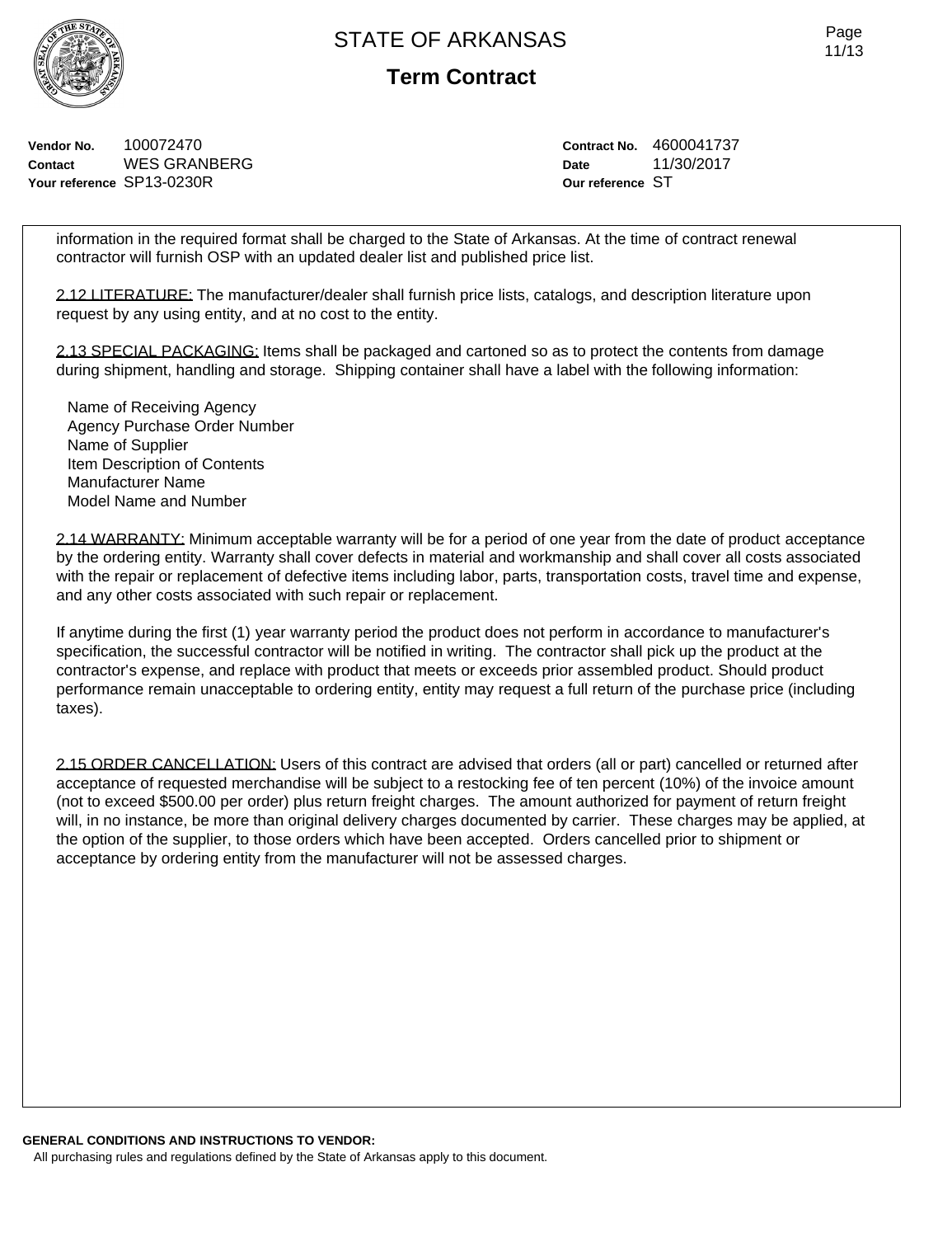information in the required format shall be charged to the State of Arkansas. At the time of contract renewal contractor will furnish OSP with an updated dealer list and published price list.

2.12 LITERATURE: The manufacturer/dealer shall furnish price lists, catalogs, and description literature upon request by any using entity, and at no cost to the entity.

2.13 SPECIAL PACKAGING: Items shall be packaged and cartoned so as to protect the contents from damage during shipment, handling and storage. Shipping container shall have a label with the following information:

Name of Receiving Agency
Agency Purchase Order Number
Name of Supplier
Item Description of Contents
Manufacturer Name
Model Name and Number

2.14 WARRANTY: Minimum acceptable warranty will be for a period of one year from the date of product acceptance by the ordering entity. Warranty shall cover defects in material and workmanship and shall cover all costs associated with the repair or replacement of defective items including labor, parts, transportation costs, travel time and expense, and any other costs associated with such repair or replacement.

If anytime during the first (1) year warranty period the product does not perform in accordance to manufacturer's specification, the successful contractor will be notified in writing. The contractor shall pick up the product at the contractor's expense, and replace with product that meets or exceeds prior assembled product. Should product performance remain unacceptable to ordering entity, entity may request a full return of the purchase price (including taxes).

2.15 ORDER CANCELLATION: Users of this contract are advised that orders (all or part) cancelled or returned after acceptance of requested merchandise will be subject to a restocking fee of ten percent (10%) of the invoice amount (not to exceed $500.00 per order) plus return freight charges. The amount authorized for payment of return freight will, in no instance, be more than original delivery charges documented by carrier. These charges may be applied, at the option of the supplier, to those orders which have been accepted. Orders cancelled prior to shipment or acceptance by ordering entity from the manufacturer will not be assessed charges.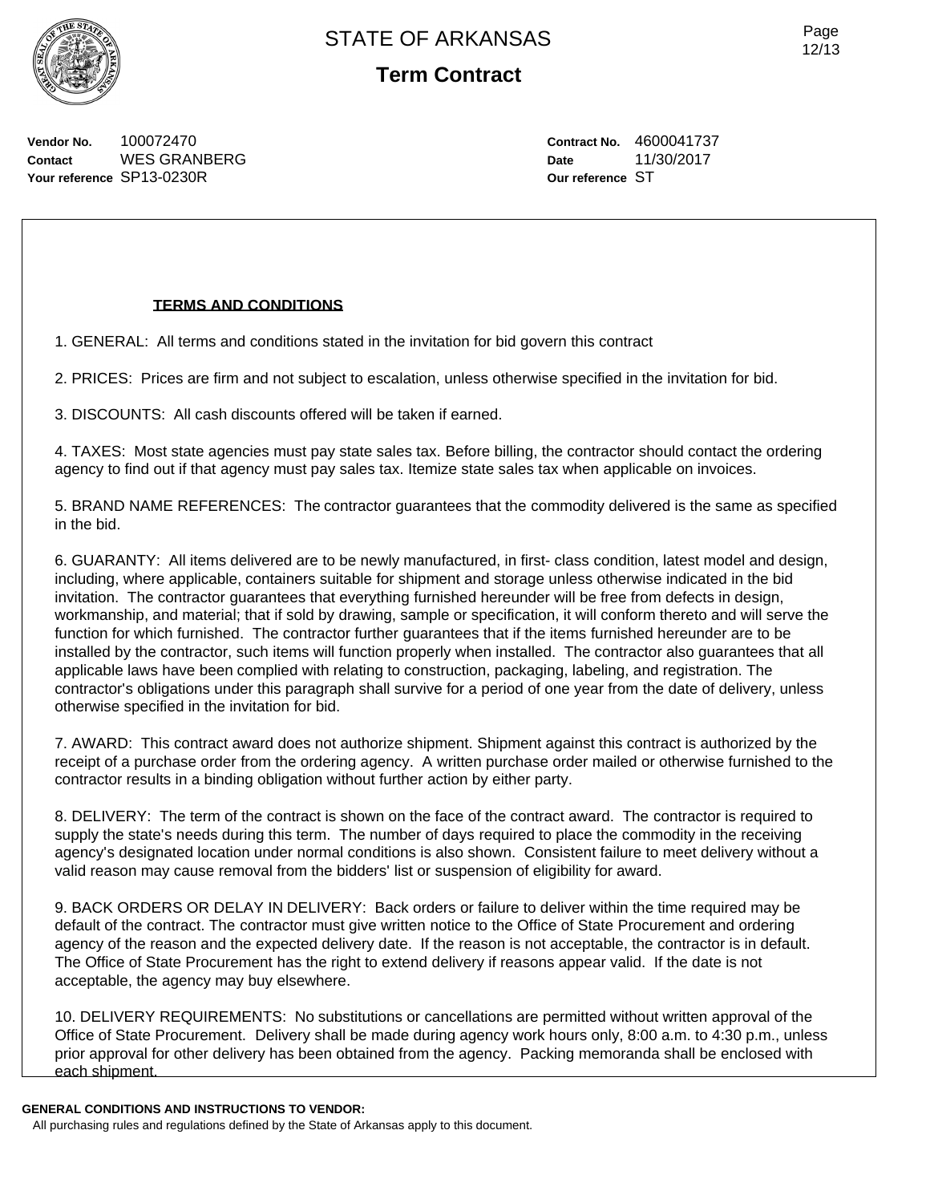# STATE OF ARKANSAS

## Term Contract

**Vendor No.** 100072470
**Contact** WES GRANBERG
**Your reference** SP13-0230R

**Contract No.** 4600041737
**Date** 11/30/2017
**Our reference** ST

**TERMS AND CONDITIONS**

1. GENERAL: All terms and conditions stated in the invitation for bid govern this contract

2. PRICES: Prices are firm and not subject to escalation, unless otherwise specified in the invitation for bid.

3. DISCOUNTS: All cash discounts offered will be taken if earned.

4. TAXES: Most state agencies must pay state sales tax. Before billing, the contractor should contact the ordering agency to find out if that agency must pay sales tax. Itemize state sales tax when applicable on invoices.

5. BRAND NAME REFERENCES: The contractor guarantees that the commodity delivered is the same as specified in the bid.

6. GUARANTY: All items delivered are to be newly manufactured, in first- class condition, latest model and design, including, where applicable, containers suitable for shipment and storage unless otherwise indicated in the bid invitation. The contractor guarantees that everything furnished hereunder will be free from defects in design, workmanship, and material; that if sold by drawing, sample or specification, it will conform thereto and will serve the function for which furnished. The contractor further guarantees that if the items furnished hereunder are to be installed by the contractor, such items will function properly when installed. The contractor also guarantees that all applicable laws have been complied with relating to construction, packaging, labeling, and registration. The contractor's obligations under this paragraph shall survive for a period of one year from the date of delivery, unless otherwise specified in the invitation for bid.

7. AWARD: This contract award does not authorize shipment. Shipment against this contract is authorized by the receipt of a purchase order from the ordering agency. A written purchase order mailed or otherwise furnished to the contractor results in a binding obligation without further action by either party.

8. DELIVERY: The term of the contract is shown on the face of the contract award. The contractor is required to supply the state's needs during this term. The number of days required to place the commodity in the receiving agency's designated location under normal conditions is also shown. Consistent failure to meet delivery without a valid reason may cause removal from the bidders' list or suspension of eligibility for award.

9. BACK ORDERS OR DELAY IN DELIVERY: Back orders or failure to deliver within the time required may be default of the contract. The contractor must give written notice to the Office of State Procurement and ordering agency of the reason and the expected delivery date. If the reason is not acceptable, the contractor is in default. The Office of State Procurement has the right to extend delivery if reasons appear valid. If the date is not acceptable, the agency may buy elsewhere.

10. DELIVERY REQUIREMENTS: No substitutions or cancellations are permitted without written approval of the Office of State Procurement. Delivery shall be made during agency work hours only, 8:00 a.m. to 4:30 p.m., unless prior approval for other delivery has been obtained from the agency. Packing memoranda shall be enclosed with each shipment.

**GENERAL CONDITIONS AND INSTRUCTIONS TO VENDOR:**

All purchasing rules and regulations defined by the State of Arkansas apply to this document.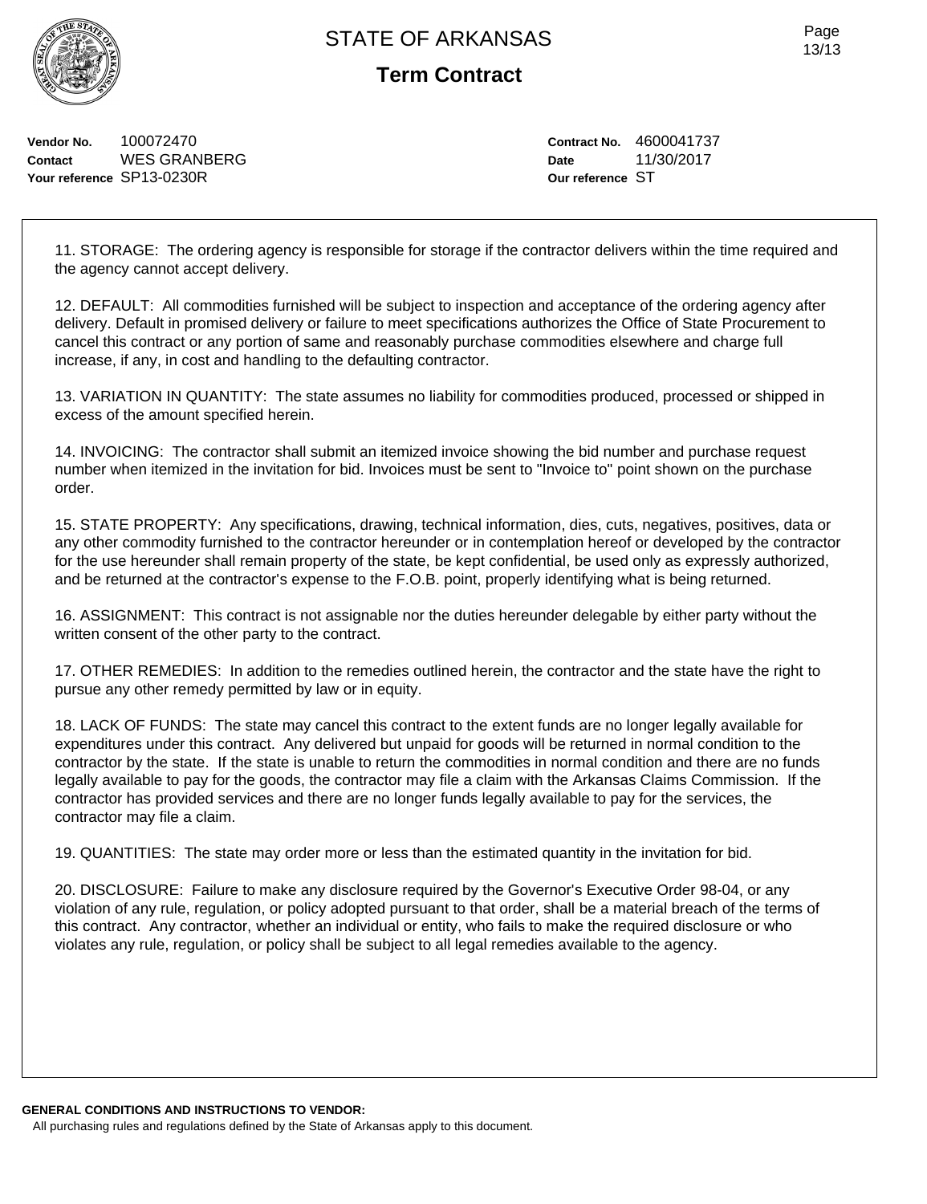# STATE OF ARKANSAS

## Term Contract

**Vendor No.** 100072470
**Contact** WES GRANBERG
**Your reference** SP13-0230R

**Contract No.** 4600041737
**Date** 11/30/2017
**Our reference** ST

11. STORAGE: The ordering agency is responsible for storage if the contractor delivers within the time required and the agency cannot accept delivery.

12. DEFAULT: All commodities furnished will be subject to inspection and acceptance of the ordering agency after delivery. Default in promised delivery or failure to meet specifications authorizes the Office of State Procurement to cancel this contract or any portion of same and reasonably purchase commodities elsewhere and charge full increase, if any, in cost and handling to the defaulting contractor.

13. VARIATION IN QUANTITY: The state assumes no liability for commodities produced, processed or shipped in excess of the amount specified herein.

14. INVOICING: The contractor shall submit an itemized invoice showing the bid number and purchase request number when itemized in the invitation for bid. Invoices must be sent to "Invoice to" point shown on the purchase order.

15. STATE PROPERTY: Any specifications, drawing, technical information, dies, cuts, negatives, positives, data or any other commodity furnished to the contractor hereunder or in contemplation hereof or developed by the contractor for the use hereunder shall remain property of the state, be kept confidential, be used only as expressly authorized, and be returned at the contractor's expense to the F.O.B. point, properly identifying what is being returned.

16. ASSIGNMENT: This contract is not assignable nor the duties hereunder delegable by either party without the written consent of the other party to the contract.

17. OTHER REMEDIES: In addition to the remedies outlined herein, the contractor and the state have the right to pursue any other remedy permitted by law or in equity.

18. LACK OF FUNDS: The state may cancel this contract to the extent funds are no longer legally available for expenditures under this contract. Any delivered but unpaid for goods will be returned in normal condition to the contractor by the state. If the state is unable to return the commodities in normal condition and there are no funds legally available to pay for the goods, the contractor may file a claim with the Arkansas Claims Commission. If the contractor has provided services and there are no longer funds legally available to pay for the services, the contractor may file a claim.

19. QUANTITIES: The state may order more or less than the estimated quantity in the invitation for bid.

20. DISCLOSURE: Failure to make any disclosure required by the Governor's Executive Order 98-04, or any violation of any rule, regulation, or policy adopted pursuant to that order, shall be a material breach of the terms of this contract. Any contractor, whether an individual or entity, who fails to make the required disclosure or who violates any rule, regulation, or policy shall be subject to all legal remedies available to the agency.

**GENERAL CONDITIONS AND INSTRUCTIONS TO VENDOR:**

All purchasing rules and regulations defined by the State of Arkansas apply to this document.